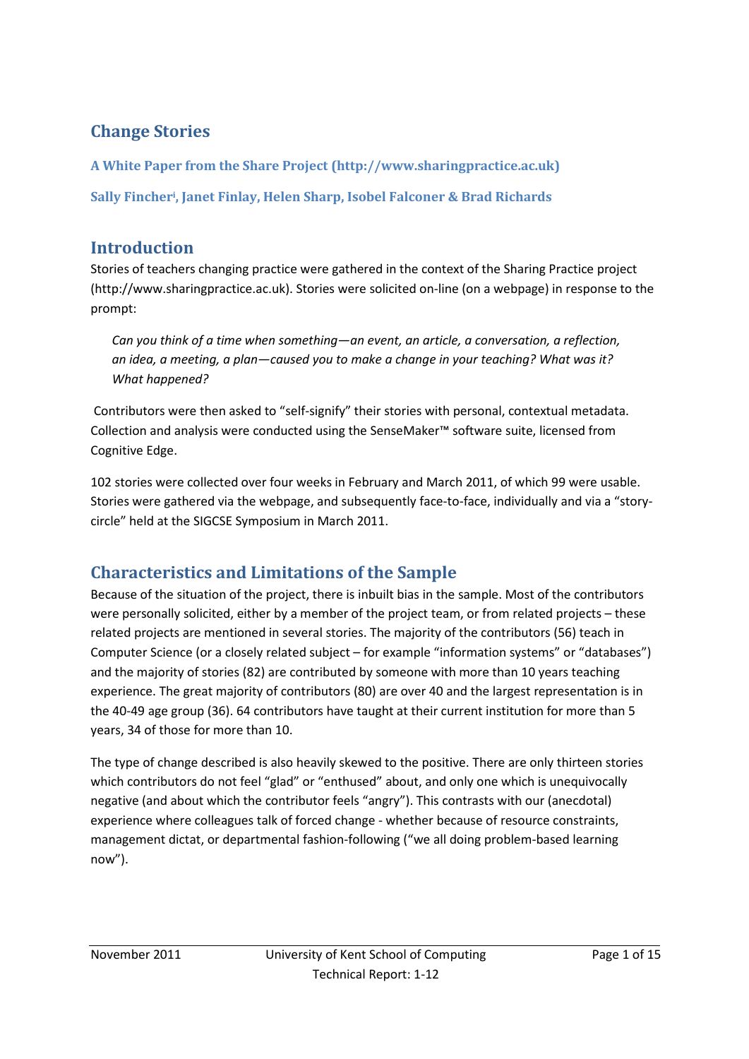# Change Stories

**A White Paper from the Share Project (http://www.sharingpractice.ac.uk)**

**Sally Fincher[i], Janet Finlay, Helen Sharp, Isobel Falconer & Brad Richards**

## Introduction

Stories of teachers changing practice were gathered in the context of the Sharing Practice project (http://www.sharingpractice.ac.uk). Stories were solicited on-line (on a webpage) in response to the prompt:

> *Can you think of a time when something—an event, an article, a conversation, a reflection, an idea, a meeting, a plan—caused you to make a change in your teaching? What was it? What happened?*

Contributors were then asked to "self-signify" their stories with personal, contextual metadata. Collection and analysis were conducted using the SenseMaker™ software suite, licensed from Cognitive Edge.

102 stories were collected over four weeks in February and March 2011, of which 99 were usable. Stories were gathered via the webpage, and subsequently face-to-face, individually and via a "story-circle" held at the SIGCSE Symposium in March 2011.

## Characteristics and Limitations of the Sample

Because of the situation of the project, there is inbuilt bias in the sample. Most of the contributors were personally solicited, either by a member of the project team, or from related projects – these related projects are mentioned in several stories. The majority of the contributors (56) teach in Computer Science (or a closely related subject – for example "information systems" or "databases") and the majority of stories (82) are contributed by someone with more than 10 years teaching experience. The great majority of contributors (80) are over 40 and the largest representation is in the 40-49 age group (36). 64 contributors have taught at their current institution for more than 5 years, 34 of those for more than 10.

The type of change described is also heavily skewed to the positive. There are only thirteen stories which contributors do not feel "glad" or "enthused" about, and only one which is unequivocally negative (and about which the contributor feels "angry"). This contrasts with our (anecdotal) experience where colleagues talk of forced change - whether because of resource constraints, management dictat, or departmental fashion-following ("we all doing problem-based learning now").

November 2011 University of Kent School of Computing Technical Report: 1-12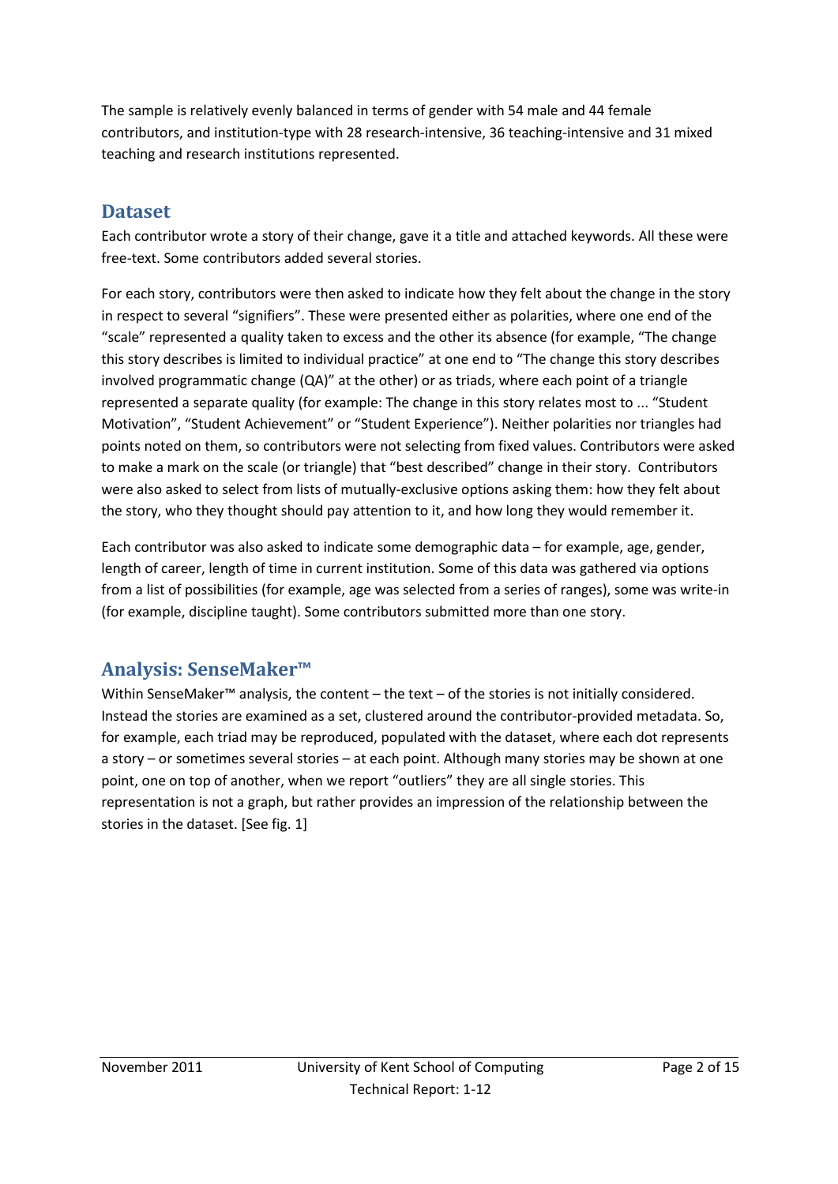The sample is relatively evenly balanced in terms of gender with 54 male and 44 female contributors, and institution-type with 28 research-intensive, 36 teaching-intensive and 31 mixed teaching and research institutions represented.

## Dataset

Each contributor wrote a story of their change, gave it a title and attached keywords. All these were free-text. Some contributors added several stories.

For each story, contributors were then asked to indicate how they felt about the change in the story in respect to several "signifiers". These were presented either as polarities, where one end of the "scale" represented a quality taken to excess and the other its absence (for example, "The change this story describes is limited to individual practice" at one end to "The change this story describes involved programmatic change (QA)" at the other) or as triads, where each point of a triangle represented a separate quality (for example: The change in this story relates most to ... "Student Motivation", "Student Achievement" or "Student Experience"). Neither polarities nor triangles had points noted on them, so contributors were not selecting from fixed values. Contributors were asked to make a mark on the scale (or triangle) that "best described" change in their story. Contributors were also asked to select from lists of mutually-exclusive options asking them: how they felt about the story, who they thought should pay attention to it, and how long they would remember it.

Each contributor was also asked to indicate some demographic data – for example, age, gender, length of career, length of time in current institution. Some of this data was gathered via options from a list of possibilities (for example, age was selected from a series of ranges), some was write-in (for example, discipline taught). Some contributors submitted more than one story.

## Analysis: SenseMaker™

Within SenseMaker™ analysis, the content – the text – of the stories is not initially considered. Instead the stories are examined as a set, clustered around the contributor-provided metadata. So, for example, each triad may be reproduced, populated with the dataset, where each dot represents a story – or sometimes several stories – at each point. Although many stories may be shown at one point, one on top of another, when we report "outliers" they are all single stories. This representation is not a graph, but rather provides an impression of the relationship between the stories in the dataset. [See fig. 1]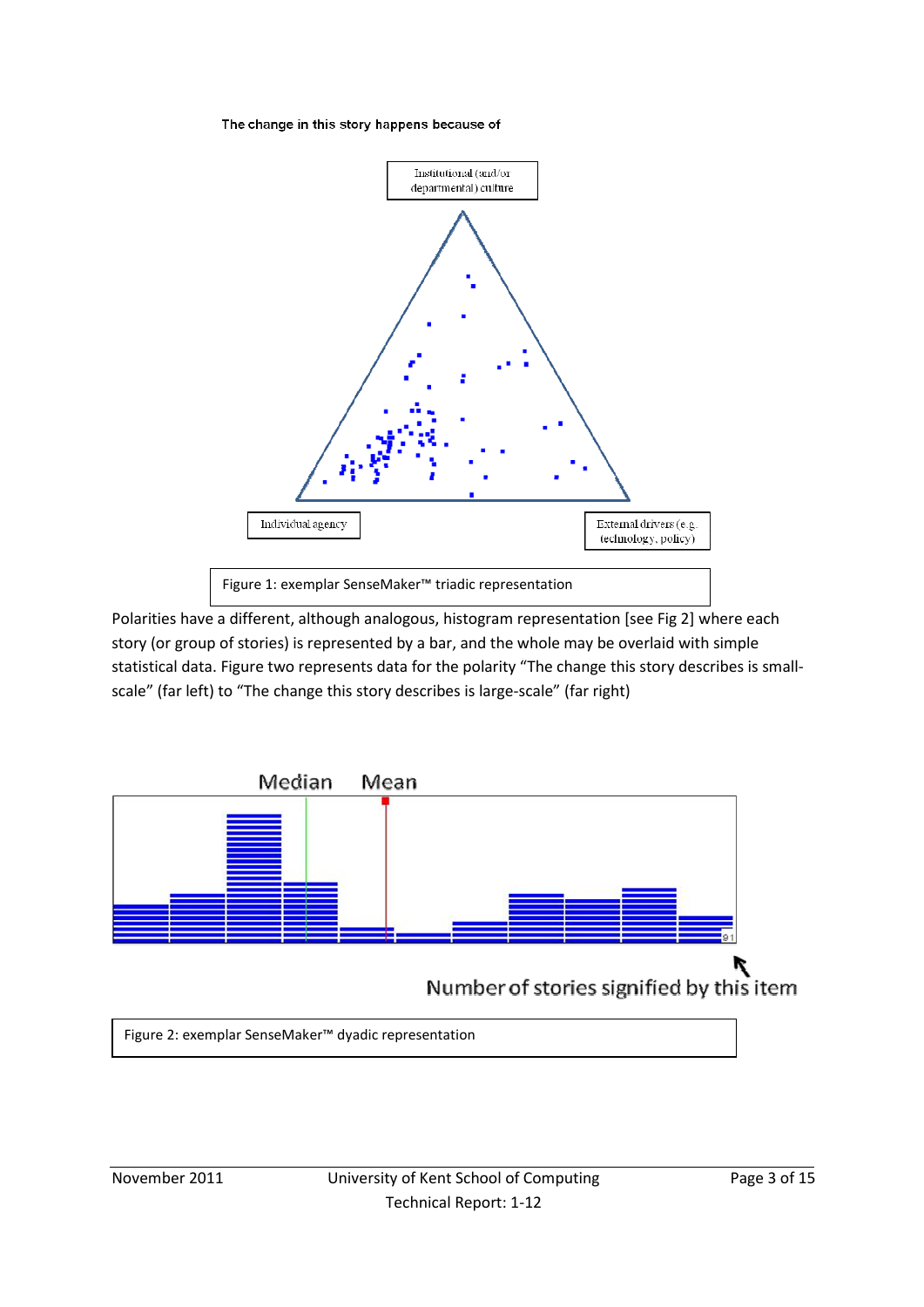The change in this story happens because of

Institutional (and/or departmental) culture

Individual agency

External drivers (e.g. technology, policy)

Figure 1: exemplar SenseMaker™ triadic representation

Polarities have a different, although analogous, histogram representation [see Fig 2] where each story (or group of stories) is represented by a bar, and the whole may be overlaid with simple statistical data. Figure two represents data for the polarity “The change this story describes is small-scale” (far left) to “The change this story describes is large-scale” (far right)

Median Mean

91

Number of stories signified by this item

Figure 2: exemplar SenseMaker™ dyadic representation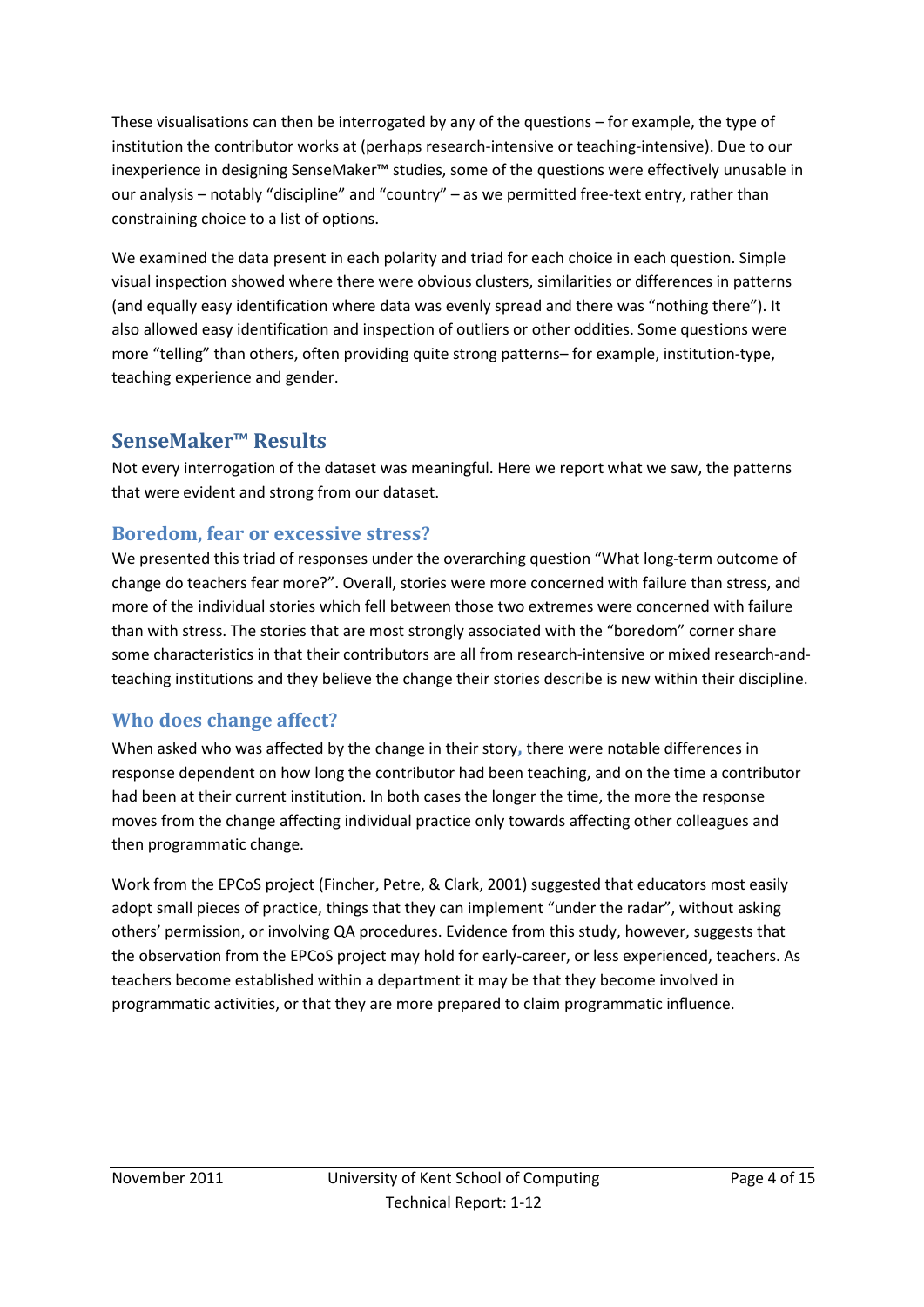These visualisations can then be interrogated by any of the questions – for example, the type of institution the contributor works at (perhaps research-intensive or teaching-intensive). Due to our inexperience in designing SenseMaker™ studies, some of the questions were effectively unusable in our analysis – notably "discipline" and "country" – as we permitted free-text entry, rather than constraining choice to a list of options.

We examined the data present in each polarity and triad for each choice in each question. Simple visual inspection showed where there were obvious clusters, similarities or differences in patterns (and equally easy identification where data was evenly spread and there was "nothing there"). It also allowed easy identification and inspection of outliers or other oddities. Some questions were more "telling" than others, often providing quite strong patterns– for example, institution-type, teaching experience and gender.

## SenseMaker™ Results

Not every interrogation of the dataset was meaningful. Here we report what we saw, the patterns that were evident and strong from our dataset.

### Boredom, fear or excessive stress?

We presented this triad of responses under the overarching question "What long-term outcome of change do teachers fear more?". Overall, stories were more concerned with failure than stress, and more of the individual stories which fell between those two extremes were concerned with failure than with stress. The stories that are most strongly associated with the "boredom" corner share some characteristics in that their contributors are all from research-intensive or mixed research-and-teaching institutions and they believe the change their stories describe is new within their discipline.

### Who does change affect?

When asked who was affected by the change in their story, there were notable differences in response dependent on how long the contributor had been teaching, and on the time a contributor had been at their current institution. In both cases the longer the time, the more the response moves from the change affecting individual practice only towards affecting other colleagues and then programmatic change.

Work from the EPCoS project (Fincher, Petre, & Clark, 2001) suggested that educators most easily adopt small pieces of practice, things that they can implement "under the radar", without asking others' permission, or involving QA procedures. Evidence from this study, however, suggests that the observation from the EPCoS project may hold for early-career, or less experienced, teachers. As teachers become established within a department it may be that they become involved in programmatic activities, or that they are more prepared to claim programmatic influence.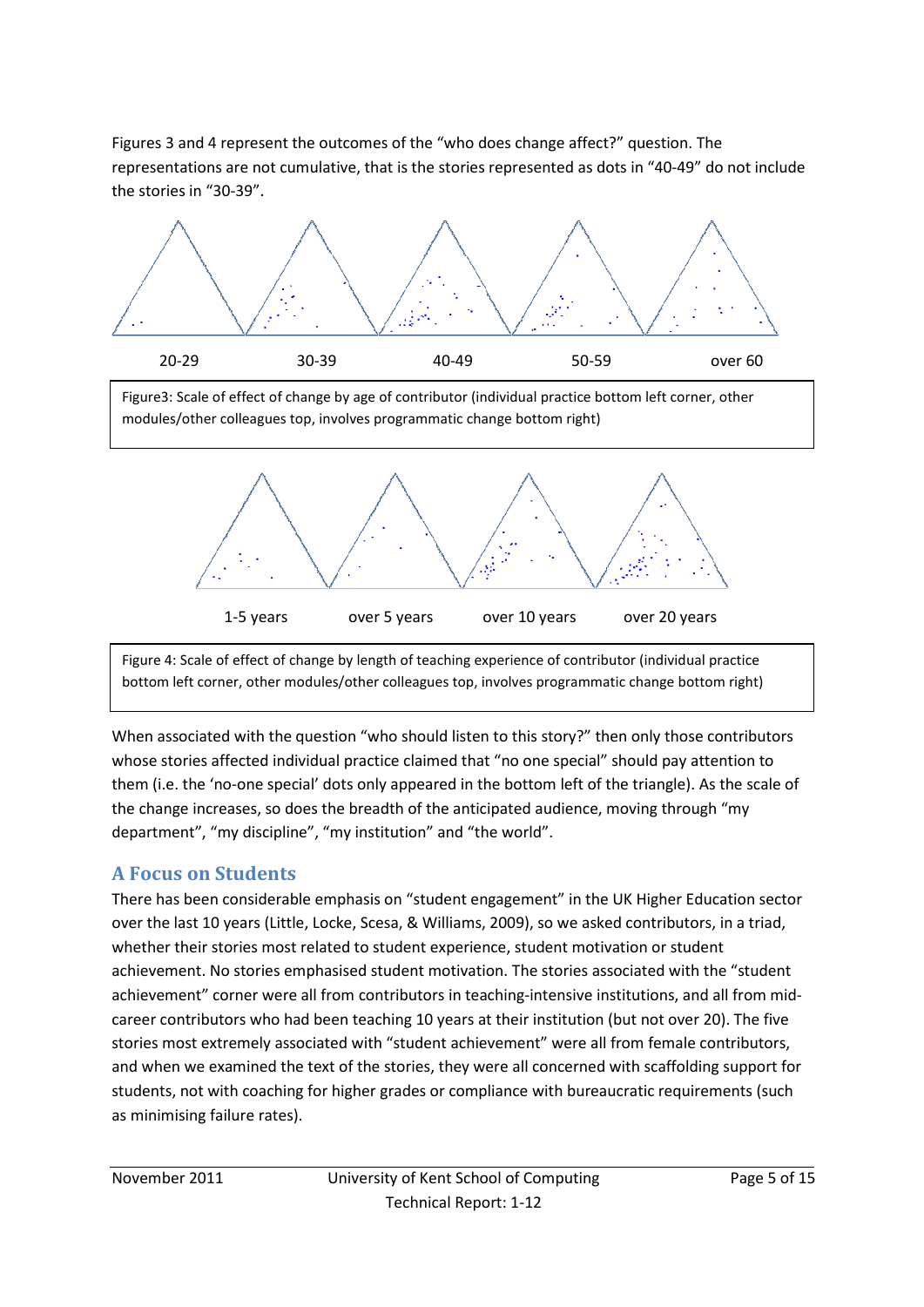Figures 3 and 4 represent the outcomes of the "who does change affect?" question. The representations are not cumulative, that is the stories represented as dots in "40-49" do not include the stories in "30-39".

20-29 30-39 40-49 50-59 over 60

Figure3: Scale of effect of change by age of contributor (individual practice bottom left corner, other modules/other colleagues top, involves programmatic change bottom right)

1-5 years over 5 years over 10 years over 20 years

Figure 4: Scale of effect of change by length of teaching experience of contributor (individual practice bottom left corner, other modules/other colleagues top, involves programmatic change bottom right)

When associated with the question "who should listen to this story?" then only those contributors whose stories affected individual practice claimed that "no one special" should pay attention to them (i.e. the 'no-one special' dots only appeared in the bottom left of the triangle). As the scale of the change increases, so does the breadth of the anticipated audience, moving through "my department", "my discipline", "my institution" and "the world".

## A Focus on Students

There has been considerable emphasis on "student engagement" in the UK Higher Education sector over the last 10 years (Little, Locke, Scesa, & Williams, 2009), so we asked contributors, in a triad, whether their stories most related to student experience, student motivation or student achievement. No stories emphasised student motivation. The stories associated with the "student achievement" corner were all from contributors in teaching-intensive institutions, and all from mid-career contributors who had been teaching 10 years at their institution (but not over 20). The five stories most extremely associated with "student achievement" were all from female contributors, and when we examined the text of the stories, they were all concerned with scaffolding support for students, not with coaching for higher grades or compliance with bureaucratic requirements (such as minimising failure rates).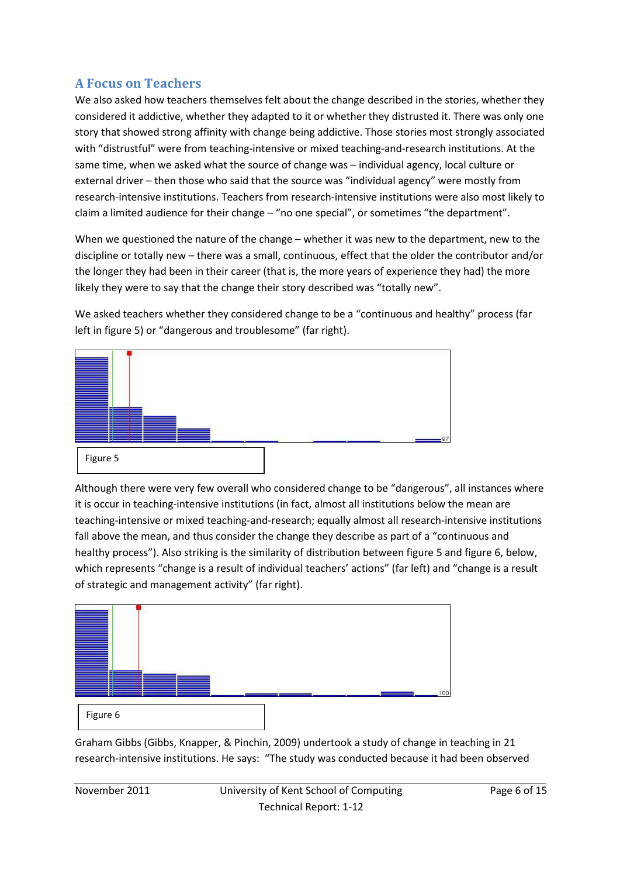## A Focus on Teachers

We also asked how teachers themselves felt about the change described in the stories, whether they considered it addictive, whether they adapted to it or whether they distrusted it. There was only one story that showed strong affinity with change being addictive. Those stories most strongly associated with "distrustful" were from teaching-intensive or mixed teaching-and-research institutions. At the same time, when we asked what the source of change was – individual agency, local culture or external driver – then those who said that the source was "individual agency" were mostly from research-intensive institutions. Teachers from research-intensive institutions were also most likely to claim a limited audience for their change – "no one special", or sometimes "the department".

When we questioned the nature of the change – whether it was new to the department, new to the discipline or totally new – there was a small, continuous, effect that the older the contributor and/or the longer they had been in their career (that is, the more years of experience they had) the more likely they were to say that the change their story described was "totally new".

We asked teachers whether they considered change to be a "continuous and healthy" process (far left in figure 5) or "dangerous and troublesome" (far right).

97

Figure 5

Although there were very few overall who considered change to be "dangerous", all instances where it is occur in teaching-intensive institutions (in fact, almost all institutions below the mean are teaching-intensive or mixed teaching-and-research; equally almost all research-intensive institutions fall above the mean, and thus consider the change they describe as part of a "continuous and healthy process"). Also striking is the similarity of distribution between figure 5 and figure 6, below, which represents "change is a result of individual teachers' actions" (far left) and "change is a result of strategic and management activity" (far right).

100

Figure 6

Graham Gibbs (Gibbs, Knapper, & Pinchin, 2009) undertook a study of change in teaching in 21 research-intensive institutions. He says: "The study was conducted because it had been observed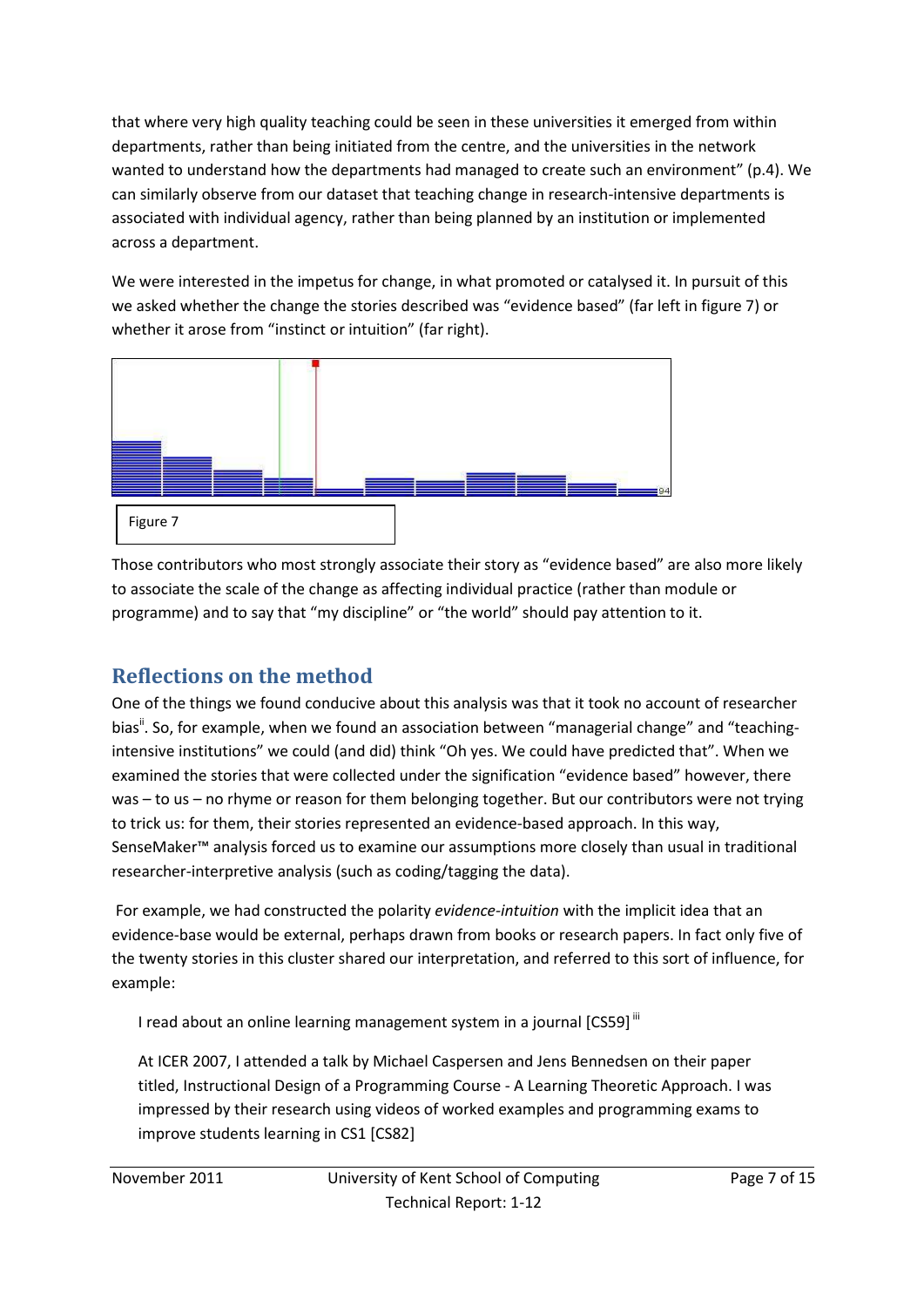that where very high quality teaching could be seen in these universities it emerged from within departments, rather than being initiated from the centre, and the universities in the network wanted to understand how the departments had managed to create such an environment" (p.4). We can similarly observe from our dataset that teaching change in research-intensive departments is associated with individual agency, rather than being planned by an institution or implemented across a department.

We were interested in the impetus for change, in what promoted or catalysed it. In pursuit of this we asked whether the change the stories described was "evidence based" (far left in figure 7) or whether it arose from "instinct or intuition" (far right).

Figure 7

Those contributors who most strongly associate their story as "evidence based" are also more likely to associate the scale of the change as affecting individual practice (rather than module or programme) and to say that "my discipline" or "the world" should pay attention to it.

## Reflections on the method

One of the things we found conducive about this analysis was that it took no account of researcher bias[ii]. So, for example, when we found an association between "managerial change" and "teaching-intensive institutions" we could (and did) think "Oh yes. We could have predicted that". When we examined the stories that were collected under the signification "evidence based" however, there was – to us – no rhyme or reason for them belonging together. But our contributors were not trying to trick us: for them, their stories represented an evidence-based approach. In this way, SenseMaker™ analysis forced us to examine our assumptions more closely than usual in traditional researcher-interpretive analysis (such as coding/tagging the data).

For example, we had constructed the polarity *evidence-intuition* with the implicit idea that an evidence-base would be external, perhaps drawn from books or research papers. In fact only five of the twenty stories in this cluster shared our interpretation, and referred to this sort of influence, for example:

> I read about an online learning management system in a journal [CS59][iii]
>
> At ICER 2007, I attended a talk by Michael Caspersen and Jens Bennedsen on their paper titled, Instructional Design of a Programming Course - A Learning Theoretic Approach. I was impressed by their research using videos of worked examples and programming exams to improve students learning in CS1 [CS82]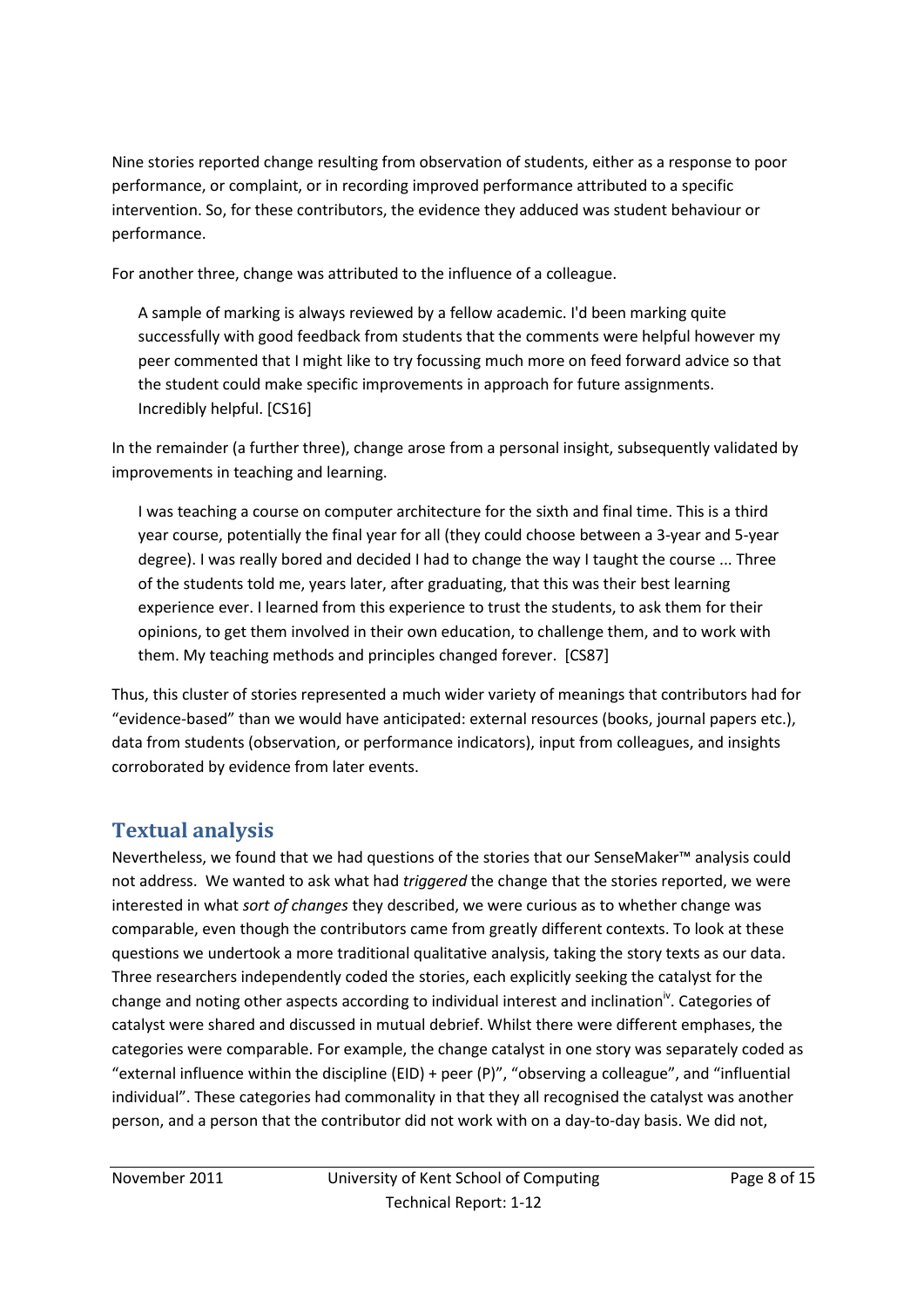Nine stories reported change resulting from observation of students, either as a response to poor performance, or complaint, or in recording improved performance attributed to a specific intervention. So, for these contributors, the evidence they adduced was student behaviour or performance.

For another three, change was attributed to the influence of a colleague.

> A sample of marking is always reviewed by a fellow academic. I'd been marking quite successfully with good feedback from students that the comments were helpful however my peer commented that I might like to try focussing much more on feed forward advice so that the student could make specific improvements in approach for future assignments. Incredibly helpful. [CS16]

In the remainder (a further three), change arose from a personal insight, subsequently validated by improvements in teaching and learning.

> I was teaching a course on computer architecture for the sixth and final time. This is a third year course, potentially the final year for all (they could choose between a 3-year and 5-year degree). I was really bored and decided I had to change the way I taught the course ... Three of the students told me, years later, after graduating, that this was their best learning experience ever. I learned from this experience to trust the students, to ask them for their opinions, to get them involved in their own education, to challenge them, and to work with them. My teaching methods and principles changed forever. [CS87]

Thus, this cluster of stories represented a much wider variety of meanings that contributors had for "evidence-based" than we would have anticipated: external resources (books, journal papers etc.), data from students (observation, or performance indicators), input from colleagues, and insights corroborated by evidence from later events.

## Textual analysis

Nevertheless, we found that we had questions of the stories that our SenseMaker™ analysis could not address. We wanted to ask what had *triggered* the change that the stories reported, we were interested in what *sort of changes* they described, we were curious as to whether change was comparable, even though the contributors came from greatly different contexts. To look at these questions we undertook a more traditional qualitative analysis, taking the story texts as our data. Three researchers independently coded the stories, each explicitly seeking the catalyst for the change and noting other aspects according to individual interest and inclination[iv]. Categories of catalyst were shared and discussed in mutual debrief. Whilst there were different emphases, the categories were comparable. For example, the change catalyst in one story was separately coded as "external influence within the discipline (EID) + peer (P)", "observing a colleague", and "influential individual". These categories had commonality in that they all recognised the catalyst was another person, and a person that the contributor did not work with on a day-to-day basis. We did not,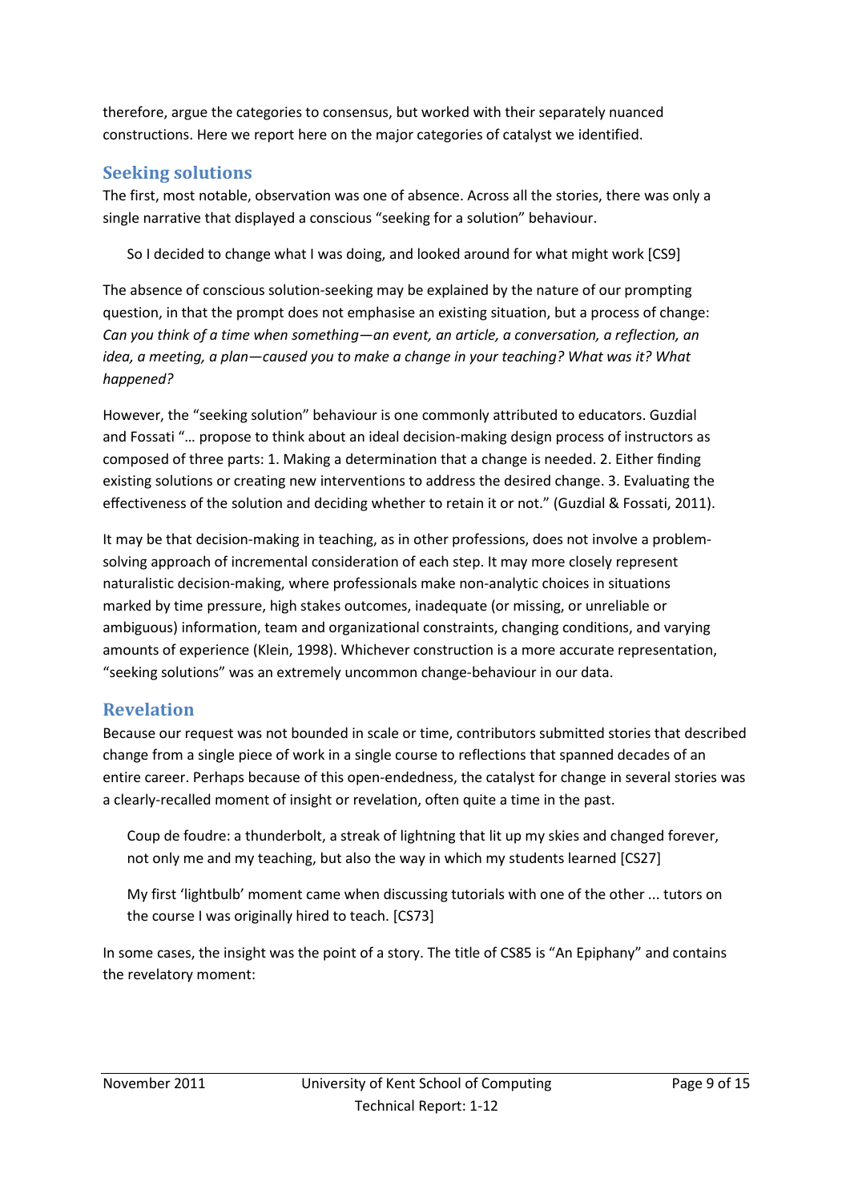therefore, argue the categories to consensus, but worked with their separately nuanced constructions. Here we report here on the major categories of catalyst we identified.

## Seeking solutions

The first, most notable, observation was one of absence. Across all the stories, there was only a single narrative that displayed a conscious "seeking for a solution" behaviour.

> So I decided to change what I was doing, and looked around for what might work [CS9]

The absence of conscious solution-seeking may be explained by the nature of our prompting question, in that the prompt does not emphasise an existing situation, but a process of change: *Can you think of a time when something—an event, an article, a conversation, a reflection, an idea, a meeting, a plan—caused you to make a change in your teaching? What was it? What happened?*

However, the "seeking solution" behaviour is one commonly attributed to educators. Guzdial and Fossati "… propose to think about an ideal decision-making design process of instructors as composed of three parts: 1. Making a determination that a change is needed. 2. Either finding existing solutions or creating new interventions to address the desired change. 3. Evaluating the effectiveness of the solution and deciding whether to retain it or not." (Guzdial & Fossati, 2011).

It may be that decision-making in teaching, as in other professions, does not involve a problem-solving approach of incremental consideration of each step. It may more closely represent naturalistic decision-making, where professionals make non-analytic choices in situations marked by time pressure, high stakes outcomes, inadequate (or missing, or unreliable or ambiguous) information, team and organizational constraints, changing conditions, and varying amounts of experience (Klein, 1998). Whichever construction is a more accurate representation, "seeking solutions" was an extremely uncommon change-behaviour in our data.

## Revelation

Because our request was not bounded in scale or time, contributors submitted stories that described change from a single piece of work in a single course to reflections that spanned decades of an entire career. Perhaps because of this open-endedness, the catalyst for change in several stories was a clearly-recalled moment of insight or revelation, often quite a time in the past.

> Coup de foudre: a thunderbolt, a streak of lightning that lit up my skies and changed forever, not only me and my teaching, but also the way in which my students learned [CS27]

> My first 'lightbulb' moment came when discussing tutorials with one of the other ... tutors on the course I was originally hired to teach. [CS73]

In some cases, the insight was the point of a story. The title of CS85 is "An Epiphany" and contains the revelatory moment: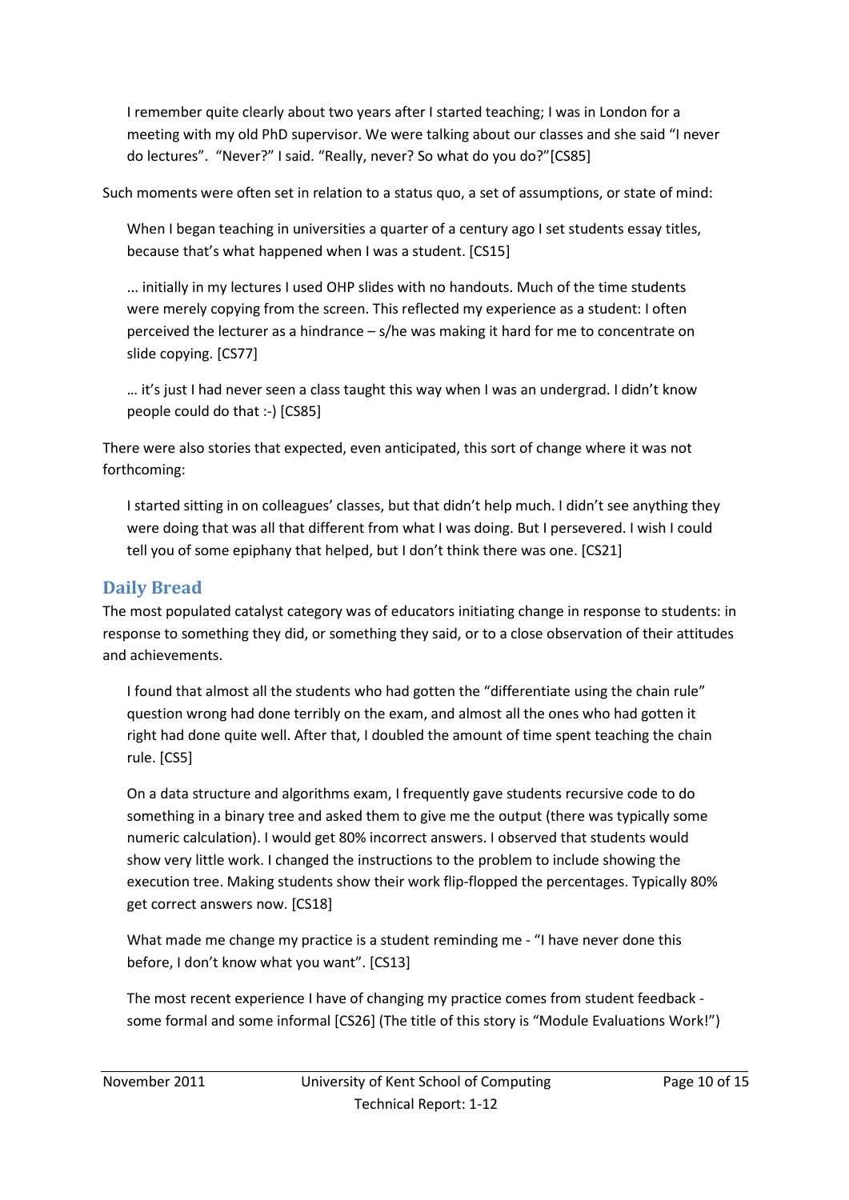> I remember quite clearly about two years after I started teaching; I was in London for a meeting with my old PhD supervisor. We were talking about our classes and she said "I never do lectures". "Never?" I said. "Really, never? So what do you do?"[CS85]

Such moments were often set in relation to a status quo, a set of assumptions, or state of mind:

> When I began teaching in universities a quarter of a century ago I set students essay titles, because that's what happened when I was a student. [CS15]

> ... initially in my lectures I used OHP slides with no handouts. Much of the time students were merely copying from the screen. This reflected my experience as a student: I often perceived the lecturer as a hindrance – s/he was making it hard for me to concentrate on slide copying. [CS77]

> … it's just I had never seen a class taught this way when I was an undergrad. I didn't know people could do that :-) [CS85]

There were also stories that expected, even anticipated, this sort of change where it was not forthcoming:

> I started sitting in on colleagues' classes, but that didn't help much. I didn't see anything they were doing that was all that different from what I was doing. But I persevered. I wish I could tell you of some epiphany that helped, but I don't think there was one. [CS21]

## Daily Bread

The most populated catalyst category was of educators initiating change in response to students: in response to something they did, or something they said, or to a close observation of their attitudes and achievements.

> I found that almost all the students who had gotten the "differentiate using the chain rule" question wrong had done terribly on the exam, and almost all the ones who had gotten it right had done quite well. After that, I doubled the amount of time spent teaching the chain rule. [CS5]

> On a data structure and algorithms exam, I frequently gave students recursive code to do something in a binary tree and asked them to give me the output (there was typically some numeric calculation). I would get 80% incorrect answers. I observed that students would show very little work. I changed the instructions to the problem to include showing the execution tree. Making students show their work flip-flopped the percentages. Typically 80% get correct answers now. [CS18]

> What made me change my practice is a student reminding me - "I have never done this before, I don't know what you want". [CS13]

> The most recent experience I have of changing my practice comes from student feedback - some formal and some informal [CS26] (The title of this story is "Module Evaluations Work!")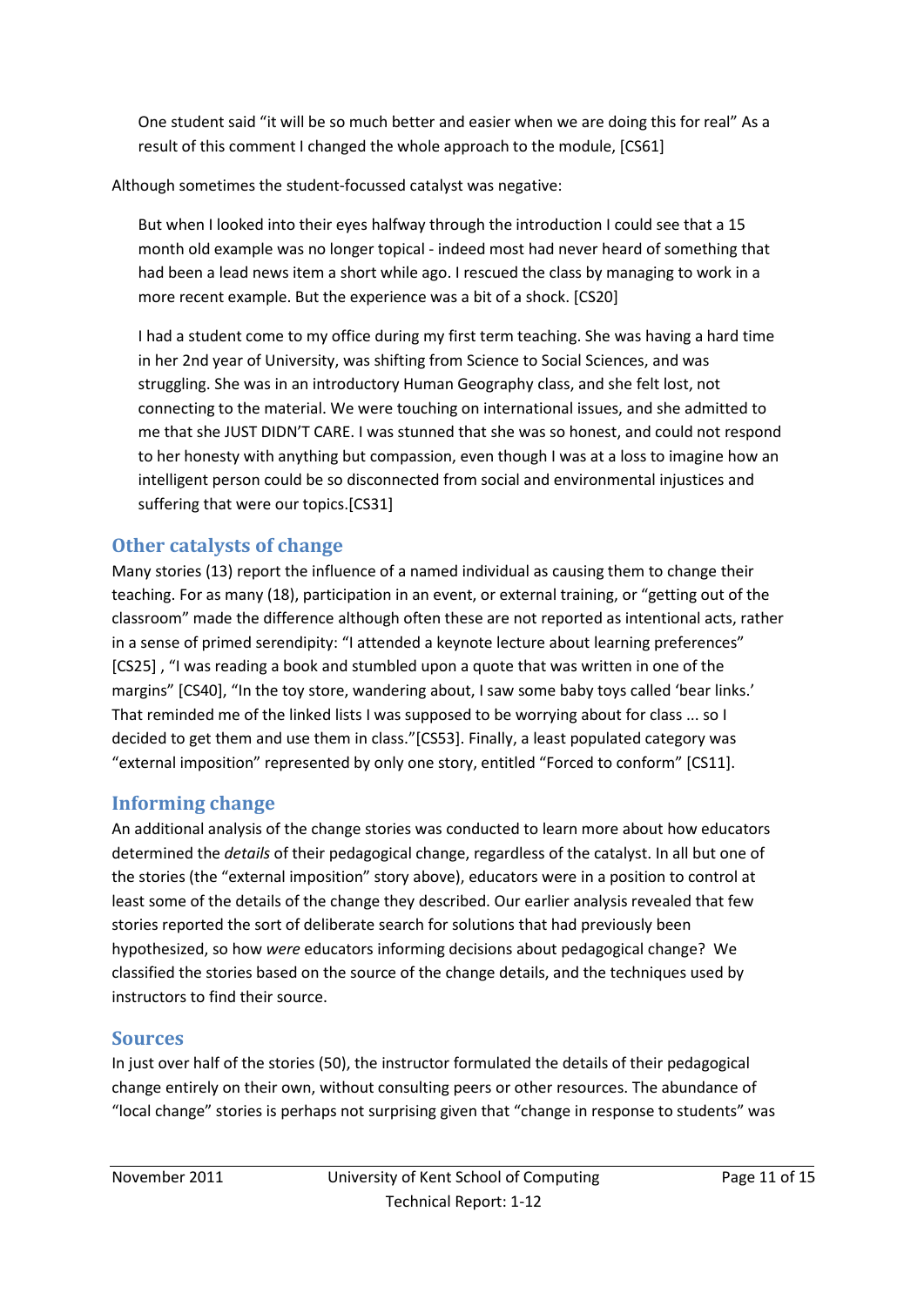> One student said "it will be so much better and easier when we are doing this for real" As a result of this comment I changed the whole approach to the module, [CS61]

Although sometimes the student-focussed catalyst was negative:

> But when I looked into their eyes halfway through the introduction I could see that a 15 month old example was no longer topical - indeed most had never heard of something that had been a lead news item a short while ago. I rescued the class by managing to work in a more recent example. But the experience was a bit of a shock. [CS20]
>
> I had a student come to my office during my first term teaching. She was having a hard time in her 2nd year of University, was shifting from Science to Social Sciences, and was struggling. She was in an introductory Human Geography class, and she felt lost, not connecting to the material. We were touching on international issues, and she admitted to me that she JUST DIDN'T CARE. I was stunned that she was so honest, and could not respond to her honesty with anything but compassion, even though I was at a loss to imagine how an intelligent person could be so disconnected from social and environmental injustices and suffering that were our topics.[CS31]

## Other catalysts of change

Many stories (13) report the influence of a named individual as causing them to change their teaching. For as many (18), participation in an event, or external training, or "getting out of the classroom" made the difference although often these are not reported as intentional acts, rather in a sense of primed serendipity: "I attended a keynote lecture about learning preferences" [CS25] , "I was reading a book and stumbled upon a quote that was written in one of the margins" [CS40], "In the toy store, wandering about, I saw some baby toys called 'bear links.' That reminded me of the linked lists I was supposed to be worrying about for class ... so I decided to get them and use them in class."[CS53]. Finally, a least populated category was "external imposition" represented by only one story, entitled "Forced to conform" [CS11].

## Informing change

An additional analysis of the change stories was conducted to learn more about how educators determined the *details* of their pedagogical change, regardless of the catalyst. In all but one of the stories (the "external imposition" story above), educators were in a position to control at least some of the details of the change they described. Our earlier analysis revealed that few stories reported the sort of deliberate search for solutions that had previously been hypothesized, so how *were* educators informing decisions about pedagogical change? We classified the stories based on the source of the change details, and the techniques used by instructors to find their source.

## Sources

In just over half of the stories (50), the instructor formulated the details of their pedagogical change entirely on their own, without consulting peers or other resources. The abundance of "local change" stories is perhaps not surprising given that "change in response to students" was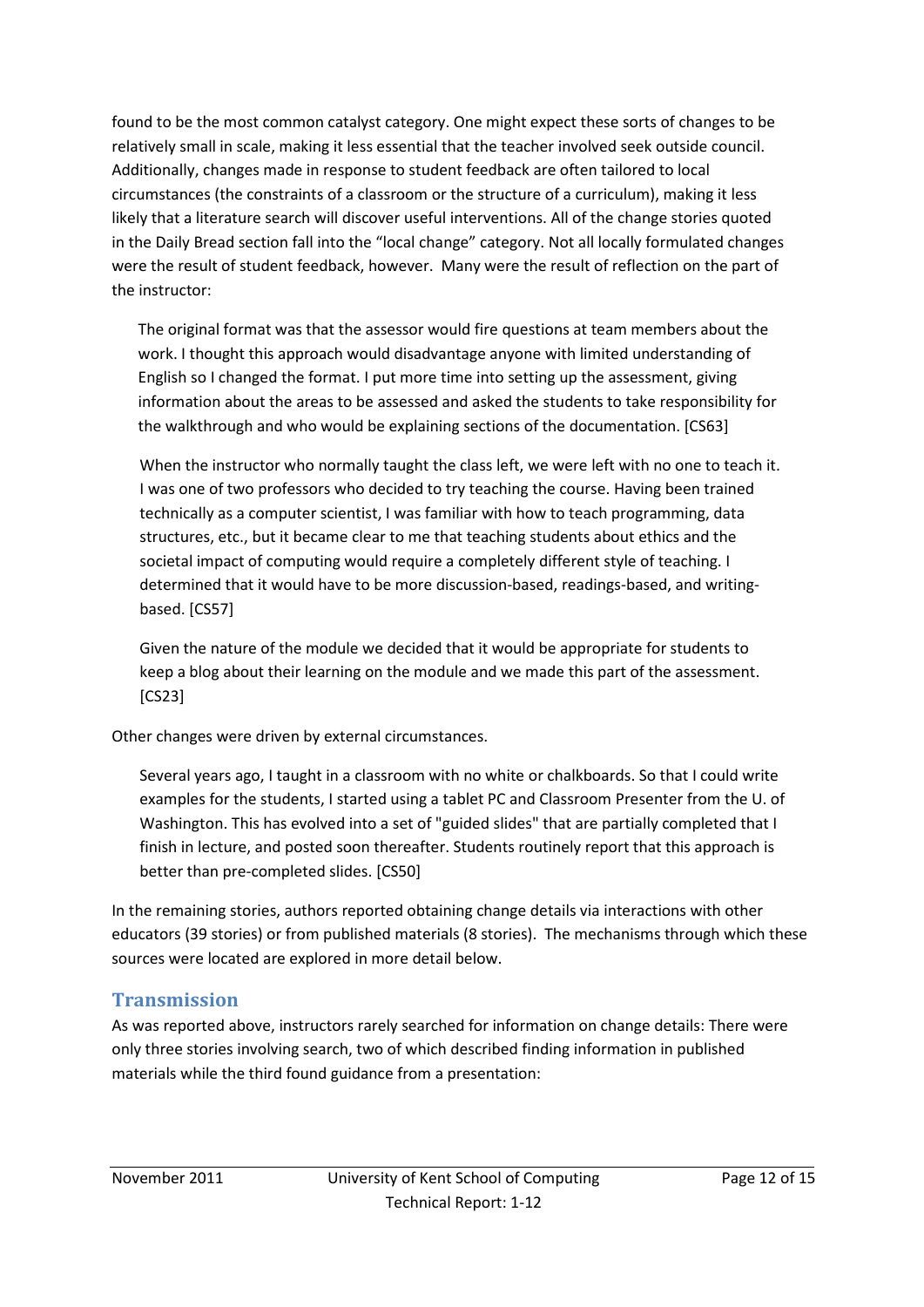found to be the most common catalyst category. One might expect these sorts of changes to be relatively small in scale, making it less essential that the teacher involved seek outside council. Additionally, changes made in response to student feedback are often tailored to local circumstances (the constraints of a classroom or the structure of a curriculum), making it less likely that a literature search will discover useful interventions. All of the change stories quoted in the Daily Bread section fall into the "local change" category. Not all locally formulated changes were the result of student feedback, however. Many were the result of reflection on the part of the instructor:

> The original format was that the assessor would fire questions at team members about the work. I thought this approach would disadvantage anyone with limited understanding of English so I changed the format. I put more time into setting up the assessment, giving information about the areas to be assessed and asked the students to take responsibility for the walkthrough and who would be explaining sections of the documentation. [CS63]

> When the instructor who normally taught the class left, we were left with no one to teach it. I was one of two professors who decided to try teaching the course. Having been trained technically as a computer scientist, I was familiar with how to teach programming, data structures, etc., but it became clear to me that teaching students about ethics and the societal impact of computing would require a completely different style of teaching. I determined that it would have to be more discussion-based, readings-based, and writing-based. [CS57]

> Given the nature of the module we decided that it would be appropriate for students to keep a blog about their learning on the module and we made this part of the assessment. [CS23]

Other changes were driven by external circumstances.

> Several years ago, I taught in a classroom with no white or chalkboards. So that I could write examples for the students, I started using a tablet PC and Classroom Presenter from the U. of Washington. This has evolved into a set of "guided slides" that are partially completed that I finish in lecture, and posted soon thereafter. Students routinely report that this approach is better than pre-completed slides. [CS50]

In the remaining stories, authors reported obtaining change details via interactions with other educators (39 stories) or from published materials (8 stories). The mechanisms through which these sources were located are explored in more detail below.

## Transmission

As was reported above, instructors rarely searched for information on change details: There were only three stories involving search, two of which described finding information in published materials while the third found guidance from a presentation: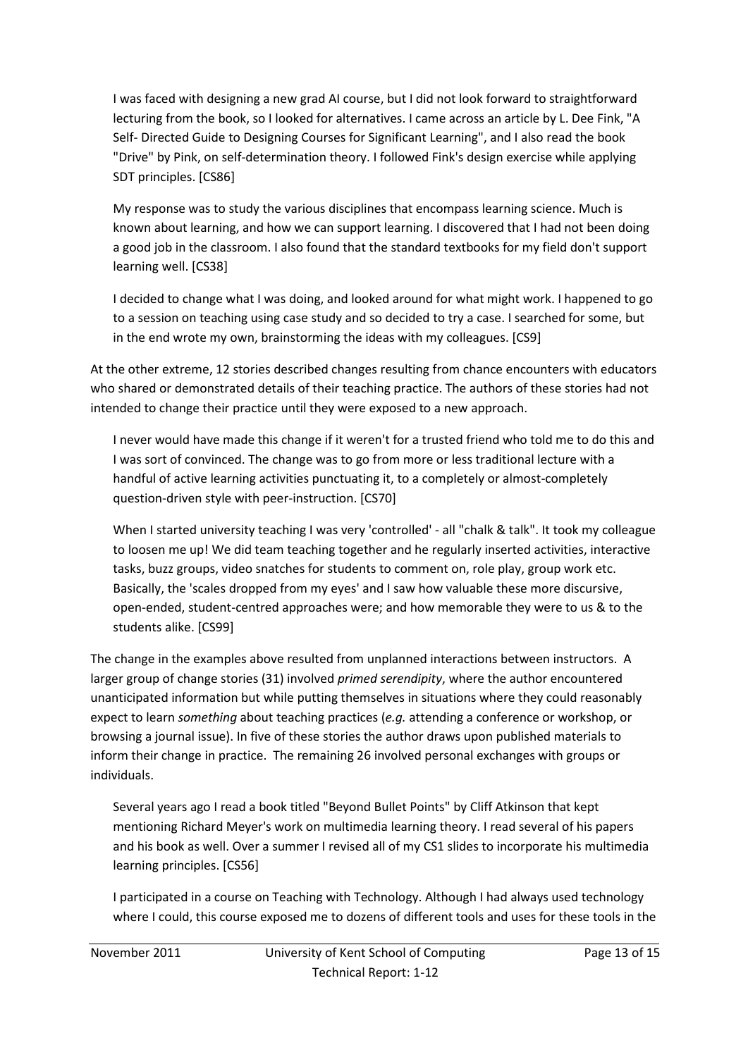> I was faced with designing a new grad AI course, but I did not look forward to straightforward lecturing from the book, so I looked for alternatives. I came across an article by L. Dee Fink, "A Self- Directed Guide to Designing Courses for Significant Learning", and I also read the book "Drive" by Pink, on self-determination theory. I followed Fink's design exercise while applying SDT principles. [CS86]

> My response was to study the various disciplines that encompass learning science. Much is known about learning, and how we can support learning. I discovered that I had not been doing a good job in the classroom. I also found that the standard textbooks for my field don't support learning well. [CS38]

> I decided to change what I was doing, and looked around for what might work. I happened to go to a session on teaching using case study and so decided to try a case. I searched for some, but in the end wrote my own, brainstorming the ideas with my colleagues. [CS9]

At the other extreme, 12 stories described changes resulting from chance encounters with educators who shared or demonstrated details of their teaching practice. The authors of these stories had not intended to change their practice until they were exposed to a new approach.

> I never would have made this change if it weren't for a trusted friend who told me to do this and I was sort of convinced. The change was to go from more or less traditional lecture with a handful of active learning activities punctuating it, to a completely or almost-completely question-driven style with peer-instruction. [CS70]

> When I started university teaching I was very 'controlled' - all "chalk & talk". It took my colleague to loosen me up! We did team teaching together and he regularly inserted activities, interactive tasks, buzz groups, video snatches for students to comment on, role play, group work etc. Basically, the 'scales dropped from my eyes' and I saw how valuable these more discursive, open-ended, student-centred approaches were; and how memorable they were to us & to the students alike. [CS99]

The change in the examples above resulted from unplanned interactions between instructors. A larger group of change stories (31) involved *primed serendipity*, where the author encountered unanticipated information but while putting themselves in situations where they could reasonably expect to learn *something* about teaching practices (*e.g.* attending a conference or workshop, or browsing a journal issue). In five of these stories the author draws upon published materials to inform their change in practice. The remaining 26 involved personal exchanges with groups or individuals.

> Several years ago I read a book titled "Beyond Bullet Points" by Cliff Atkinson that kept mentioning Richard Meyer's work on multimedia learning theory. I read several of his papers and his book as well. Over a summer I revised all of my CS1 slides to incorporate his multimedia learning principles. [CS56]

> I participated in a course on Teaching with Technology. Although I had always used technology where I could, this course exposed me to dozens of different tools and uses for these tools in the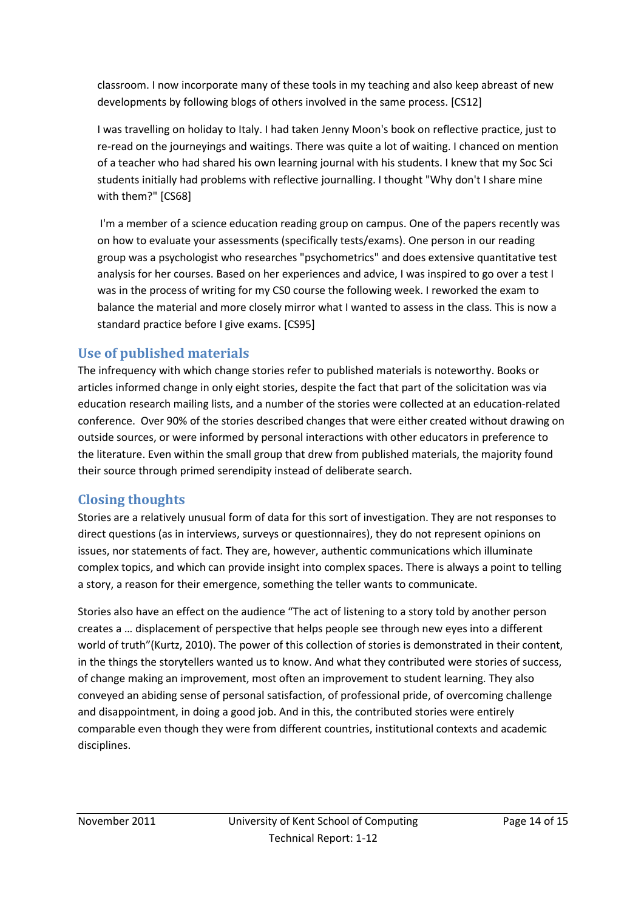classroom. I now incorporate many of these tools in my teaching and also keep abreast of new developments by following blogs of others involved in the same process. [CS12]

> I was travelling on holiday to Italy. I had taken Jenny Moon's book on reflective practice, just to re-read on the journeyings and waitings. There was quite a lot of waiting. I chanced on mention of a teacher who had shared his own learning journal with his students. I knew that my Soc Sci students initially had problems with reflective journalling. I thought "Why don't I share mine with them?" [CS68]

> I'm a member of a science education reading group on campus. One of the papers recently was on how to evaluate your assessments (specifically tests/exams). One person in our reading group was a psychologist who researches "psychometrics" and does extensive quantitative test analysis for her courses. Based on her experiences and advice, I was inspired to go over a test I was in the process of writing for my CS0 course the following week. I reworked the exam to balance the material and more closely mirror what I wanted to assess in the class. This is now a standard practice before I give exams. [CS95]

## Use of published materials

The infrequency with which change stories refer to published materials is noteworthy. Books or articles informed change in only eight stories, despite the fact that part of the solicitation was via education research mailing lists, and a number of the stories were collected at an education-related conference. Over 90% of the stories described changes that were either created without drawing on outside sources, or were informed by personal interactions with other educators in preference to the literature. Even within the small group that drew from published materials, the majority found their source through primed serendipity instead of deliberate search.

## Closing thoughts

Stories are a relatively unusual form of data for this sort of investigation. They are not responses to direct questions (as in interviews, surveys or questionnaires), they do not represent opinions on issues, nor statements of fact. They are, however, authentic communications which illuminate complex topics, and which can provide insight into complex spaces. There is always a point to telling a story, a reason for their emergence, something the teller wants to communicate.

Stories also have an effect on the audience "The act of listening to a story told by another person creates a … displacement of perspective that helps people see through new eyes into a different world of truth"(Kurtz, 2010). The power of this collection of stories is demonstrated in their content, in the things the storytellers wanted us to know. And what they contributed were stories of success, of change making an improvement, most often an improvement to student learning. They also conveyed an abiding sense of personal satisfaction, of professional pride, of overcoming challenge and disappointment, in doing a good job. And in this, the contributed stories were entirely comparable even though they were from different countries, institutional contexts and academic disciplines.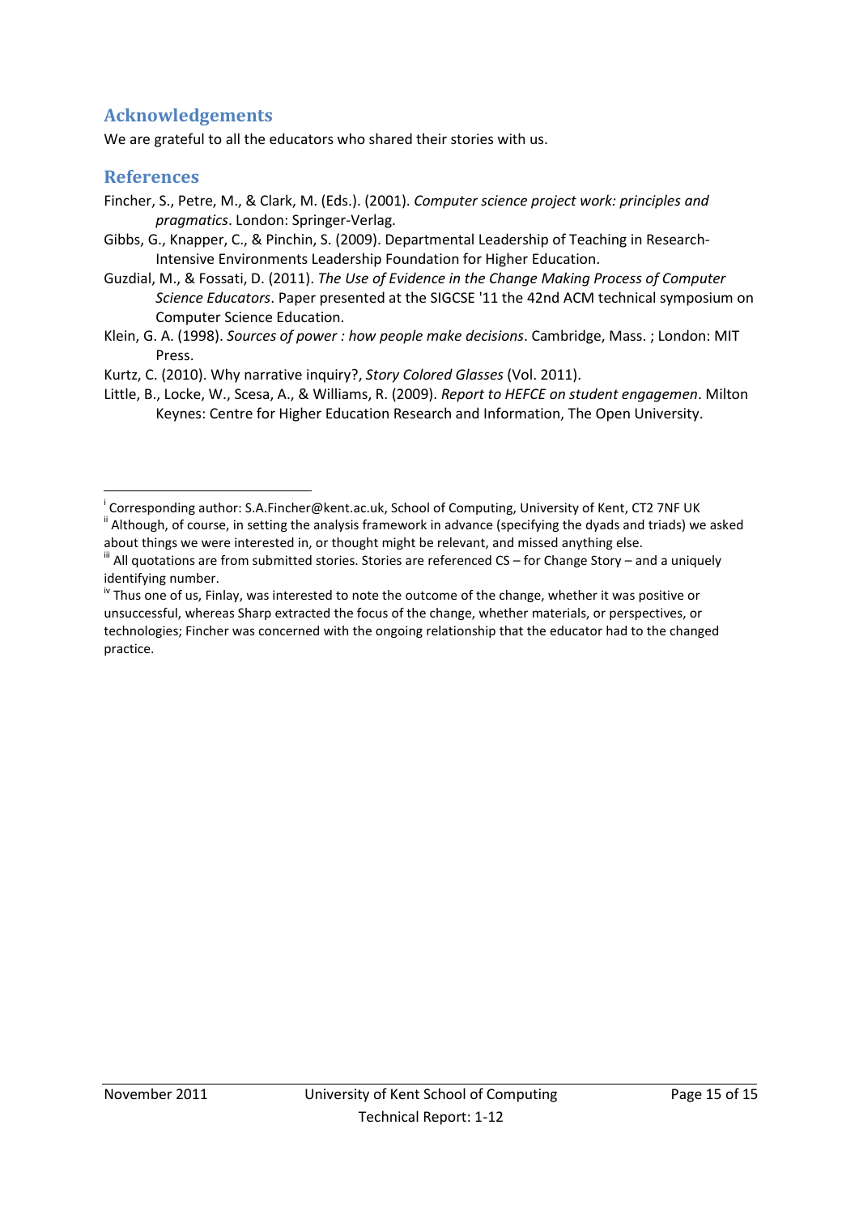## Acknowledgements

We are grateful to all the educators who shared their stories with us.

## References

Fincher, S., Petre, M., & Clark, M. (Eds.). (2001). *Computer science project work: principles and pragmatics*. London: Springer-Verlag.

Gibbs, G., Knapper, C., & Pinchin, S. (2009). Departmental Leadership of Teaching in Research-Intensive Environments Leadership Foundation for Higher Education.

Guzdial, M., & Fossati, D. (2011). *The Use of Evidence in the Change Making Process of Computer Science Educators*. Paper presented at the SIGCSE '11 the 42nd ACM technical symposium on Computer Science Education.

Klein, G. A. (1998). *Sources of power : how people make decisions*. Cambridge, Mass. ; London: MIT Press.

Kurtz, C. (2010). Why narrative inquiry?, *Story Colored Glasses* (Vol. 2011).

Little, B., Locke, W., Scesa, A., & Williams, R. (2009). *Report to HEFCE on student engagemen*. Milton Keynes: Centre for Higher Education Research and Information, The Open University.

---

[i] Corresponding author: S.A.Fincher@kent.ac.uk, School of Computing, University of Kent, CT2 7NF UK

[ii] Although, of course, in setting the analysis framework in advance (specifying the dyads and triads) we asked about things we were interested in, or thought might be relevant, and missed anything else.

[iii] All quotations are from submitted stories. Stories are referenced CS – for Change Story – and a uniquely identifying number.

[iv] Thus one of us, Finlay, was interested to note the outcome of the change, whether it was positive or unsuccessful, whereas Sharp extracted the focus of the change, whether materials, or perspectives, or technologies; Fincher was concerned with the ongoing relationship that the educator had to the changed practice.